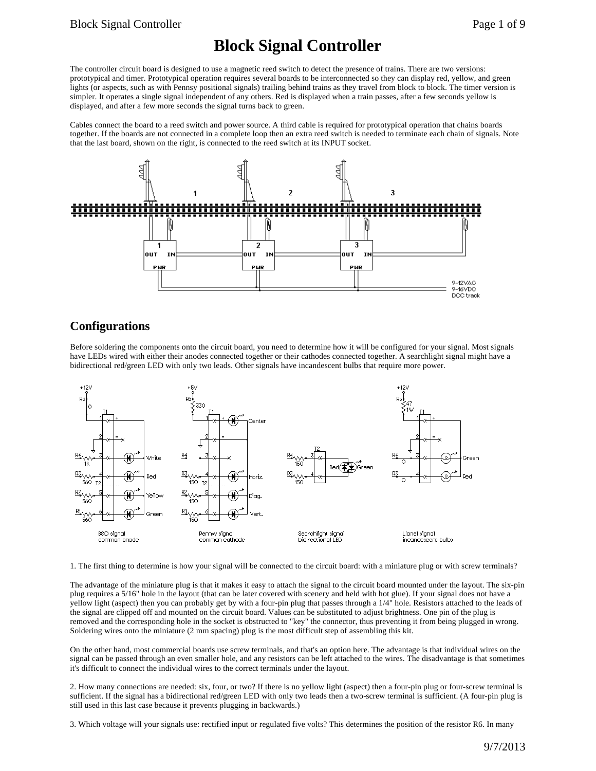# Block Signal Controller

The controller circuit board is designed to use a magnetic reed switch to detect the presence of trains. There are two versions: prototypical and timer. Prototypical operation requires several boards to be interconnected so they can display red, yellow, and green lights (or aspects, such as with Pennsy positional signals) trailing behind trains as they travel from block to block. The timer version is simpler. It operates a single signal independent of any others. Red is displayed when a train passes, after a few seconds yellow is displayed, and after a few more seconds the signal turns back to green.

Cables connect the board to a reed switch and power source. A third cable is required for prototypical operation that chains boards together. If the boards are not connected in a complete loop then an extra reed switch is needed to terminate each chain of signals. Note that the last board, shown on the right, is connected to the reed switch at its INPUT socket.

## Configurations

Before soldering the components onto the circuit board, you need to determine how it will be configured for your signal. Most signals have LEDs wired with either their anodes connected together or their cathodes connected together. A searchlight signal might have a bidirectional red/green LED with only two leads. Other signals have incandescent bulbs that require more power.

B&O signal common anode

Pennsy signal common cathode

Searchlight signal bidirectional LED

Lionel signal incandescent bulbs

1. The first thing to determine is how your signal will be connected to the circuit board: with a miniature plug or with screw terminals?

The advantage of the miniature plug is that it makes it easy to attach the signal to the circuit board mounted under the layout. The six-pin plug requires a 5/16" hole in the layout (that can be later covered with scenery and held with hot glue). If your signal does not have a yellow light (aspect) then you can probably get by with a four-pin plug that passes through a 1/4" hole. Resistors attached to the leads of the signal are clipped off and mounted on the circuit board. Values can be substituted to adjust brightness. One pin of the plug is removed and the corresponding hole in the socket is obstructed to "key" the connector, thus preventing it from being plugged in wrong. Soldering wires onto the miniature (2 mm spacing) plug is the most difficult step of assembling this kit.

On the other hand, most commercial boards use screw terminals, and that's an option here. The advantage is that individual wires on the signal can be passed through an even smaller hole, and any resistors can be left attached to the wires. The disadvantage is that sometimes it's difficult to connect the individual wires to the correct terminals under the layout.

2. How many connections are needed: six, four, or two? If there is no yellow light (aspect) then a four-pin plug or four-screw terminal is sufficient. If the signal has a bidirectional red/green LED with only two leads then a two-screw terminal is sufficient. (A four-pin plug is still used in this last case because it prevents plugging in backwards.)

3. Which voltage will your signals use: rectified input or regulated five volts? This determines the position of the resistor R6. In many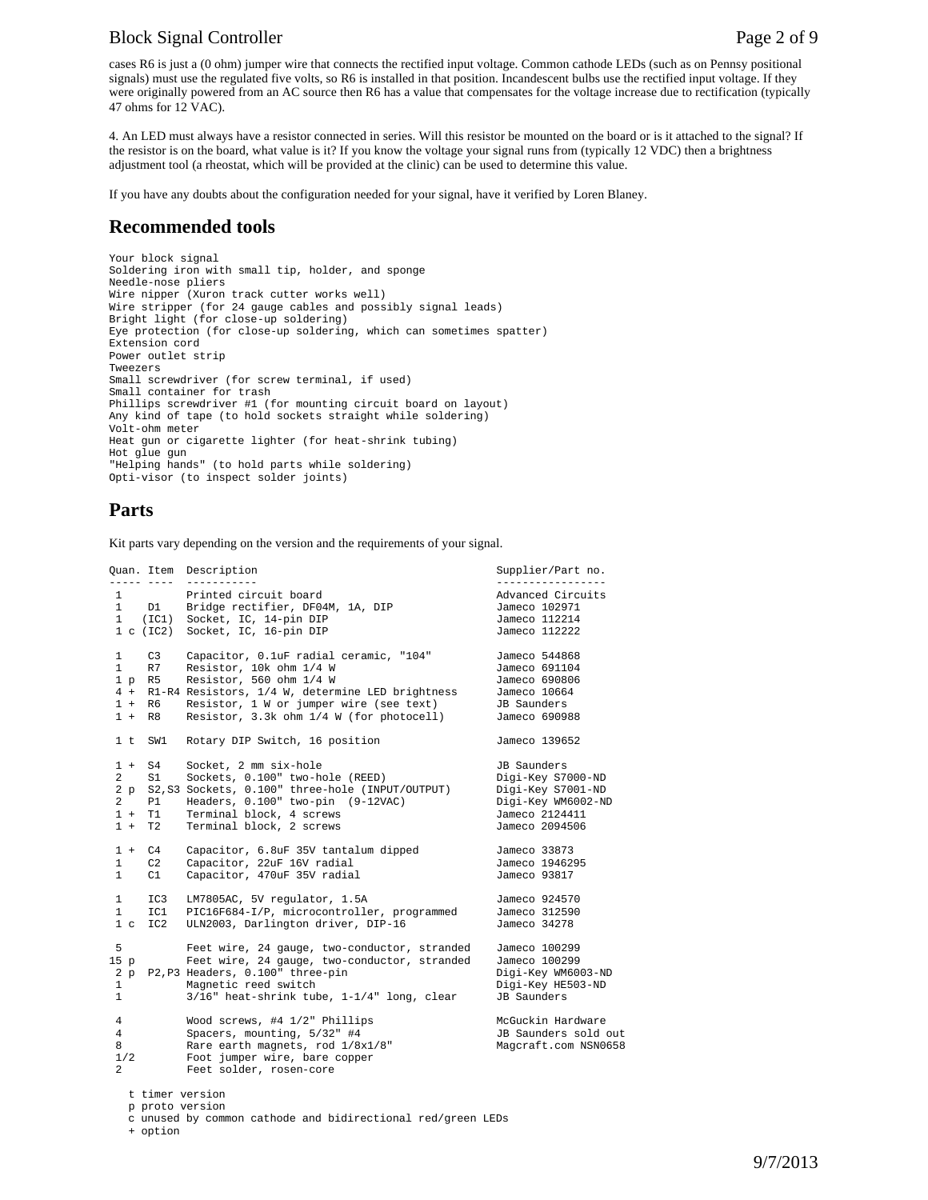cases R6 is just a (0 ohm) jumper wire that connects the rectified input voltage. Common cathode LEDs (such as on Pennsy positional signals) must use the regulated five volts, so R6 is installed in that position. Incandescent bulbs use the rectified input voltage. If they were originally powered from an AC source then R6 has a value that compensates for the voltage increase due to rectification (typically 47 ohms for 12 VAC).

4. An LED must always have a resistor connected in series. Will this resistor be mounted on the board or is it attached to the signal? If the resistor is on the board, what value is it? If you know the voltage your signal runs from (typically 12 VDC) then a brightness adjustment tool (a rheostat, which will be provided at the clinic) can be used to determine this value.

If you have any doubts about the configuration needed for your signal, have it verified by Loren Blaney.

## Recommended tools

```
Your block signal
Soldering iron with small tip, holder, and sponge
Needle-nose pliers
Wire nipper (Xuron track cutter works well)
Wire stripper (for 24 gauge cables and possibly signal leads)
Bright light (for close-up soldering)
Eye protection (for close-up soldering, which can sometimes spatter)
Extension cord
Power outlet strip
Tweezers
Small screwdriver (for screw terminal, if used)
Small container for trash
Phillips screwdriver #1 (for mounting circuit board on layout)
Any kind of tape (to hold sockets straight while soldering)
Volt-ohm meter
Heat gun or cigarette lighter (for heat-shrink tubing)
Hot glue gun
"Helping hands" (to hold parts while soldering)
Opti-visor (to inspect solder joints)
```

## Parts

Kit parts vary depending on the version and the requirements of your signal.

```
Quan. Item  Description                                    Supplier/Part no.
----- ----  -----------                                    -----------------
 1          Printed circuit board                          Advanced Circuits
 1    D1    Bridge rectifier, DF04M, 1A, DIP               Jameco 102971
 1   (IC1)  Socket, IC, 14-pin DIP                         Jameco 112214
 1 c (IC2)  Socket, IC, 16-pin DIP                         Jameco 112222

 1    C3    Capacitor, 0.1uF radial ceramic, "104"         Jameco 544868
 1    R7    Resistor, 10k ohm 1/4 W                        Jameco 691104
 1 p  R5    Resistor, 560 ohm 1/4 W                        Jameco 690806
 4 +  R1-R4 Resistors, 1/4 W, determine LED brightness     Jameco 10664
 1 +  R6    Resistor, 1 W or jumper wire (see text)        JB Saunders
 1 +  R8    Resistor, 3.3k ohm 1/4 W (for photocell)       Jameco 690988

 1 t  SW1   Rotary DIP Switch, 16 position                 Jameco 139652

 1 +  S4    Socket, 2 mm six-hole                          JB Saunders
 2    S1    Sockets, 0.100" two-hole (REED)                Digi-Key S7000-ND
 2 p  S2,S3 Sockets, 0.100" three-hole (INPUT/OUTPUT)      Digi-Key S7001-ND
 2    P1    Headers, 0.100" two-pin  (9-12VAC)             Digi-Key WM6002-ND
 1 +  T1    Terminal block, 4 screws                       Jameco 2124411
 1 +  T2    Terminal block, 2 screws                       Jameco 2094506

 1 +  C4    Capacitor, 6.8uF 35V tantalum dipped           Jameco 33873
 1    C2    Capacitor, 22uF 16V radial                     Jameco 1946295
 1    C1    Capacitor, 470uF 35V radial                    Jameco 93817

 1    IC3   LM7805AC, 5V regulator, 1.5A                   Jameco 924570
 1    IC1   PIC16F684-I/P, microcontroller, programmed     Jameco 312590
 1 c  IC2   ULN2003, Darlington driver, DIP-16             Jameco 34278

 5          Feet wire, 24 gauge, two-conductor, stranded   Jameco 100299
15 p        Feet wire, 24 gauge, two-conductor, stranded   Jameco 100299
 2 p  P2,P3 Headers, 0.100" three-pin                      Digi-Key WM6003-ND
 1          Magnetic reed switch                           Digi-Key HE503-ND
 1          3/16" heat-shrink tube, 1-1/4" long, clear     JB Saunders

 4          Wood screws, #4 1/2" Phillips                  McGuckin Hardware
 4          Spacers, mounting, 5/32" #4                    JB Saunders sold out
 8          Rare earth magnets, rod 1/8x1/8"               Magcraft.com NSN0658
 1/2        Foot jumper wire, bare copper
 2          Feet solder, rosen-core

   t timer version
   p proto version
   c unused by common cathode and bidirectional red/green LEDs
   + option
```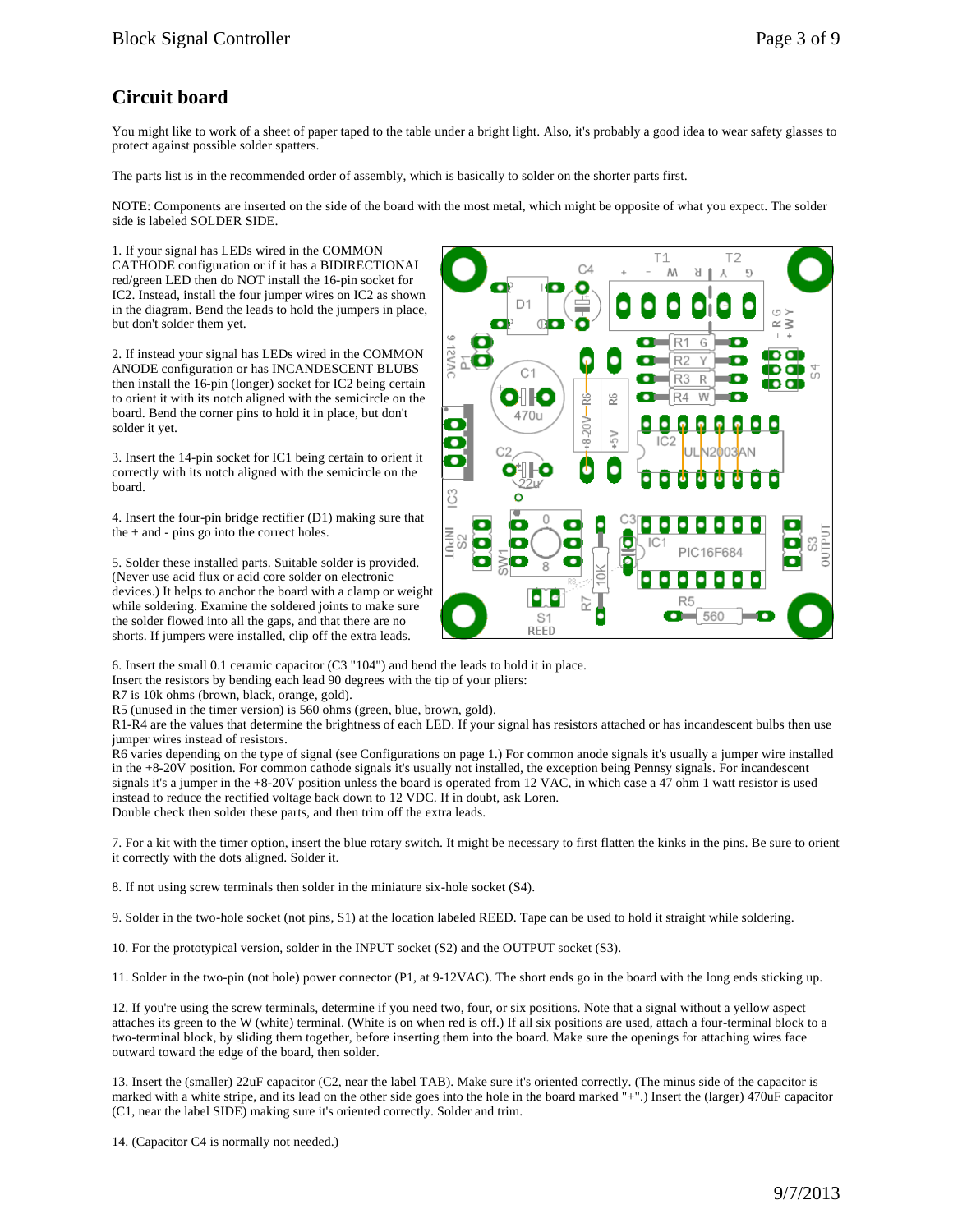## Circuit board

You might like to work of a sheet of paper taped to the table under a bright light. Also, it's probably a good idea to wear safety glasses to protect against possible solder spatters.

The parts list is in the recommended order of assembly, which is basically to solder on the shorter parts first.

NOTE: Components are inserted on the side of the board with the most metal, which might be opposite of what you expect. The solder side is labeled SOLDER SIDE.

1. If your signal has LEDs wired in the COMMON CATHODE configuration or if it has a BIDIRECTIONAL red/green LED then do NOT install the 16-pin socket for IC2. Instead, install the four jumper wires on IC2 as shown in the diagram. Bend the leads to hold the jumpers in place, but don't solder them yet.

2. If instead your signal has LEDs wired in the COMMON ANODE configuration or has INCANDESCENT BLUBS then install the 16-pin (longer) socket for IC2 being certain to orient it with its notch aligned with the semicircle on the board. Bend the corner pins to hold it in place, but don't solder it yet.

3. Insert the 14-pin socket for IC1 being certain to orient it correctly with its notch aligned with the semicircle on the board.

4. Insert the four-pin bridge rectifier (D1) making sure that the + and - pins go into the correct holes.

5. Solder these installed parts. Suitable solder is provided. (Never use acid flux or acid core solder on electronic devices.) It helps to anchor the board with a clamp or weight while soldering. Examine the soldered joints to make sure the solder flowed into all the gaps, and that there are no shorts. If jumpers were installed, clip off the extra leads.

6. Insert the small 0.1 ceramic capacitor (C3 "104") and bend the leads to hold it in place.
Insert the resistors by bending each lead 90 degrees with the tip of your pliers:
R7 is 10k ohms (brown, black, orange, gold).
R5 (unused in the timer version) is 560 ohms (green, blue, brown, gold).
R1-R4 are the values that determine the brightness of each LED. If your signal has resistors attached or has incandescent bulbs then use jumper wires instead of resistors.
R6 varies depending on the type of signal (see Configurations on page 1.) For common anode signals it's usually a jumper wire installed in the +8-20V position. For common cathode signals it's usually not installed, the exception being Pennsy signals. For incandescent signals it's a jumper in the +8-20V position unless the board is operated from 12 VAC, in which case a 47 ohm 1 watt resistor is used instead to reduce the rectified voltage back down to 12 VDC. If in doubt, ask Loren.
Double check then solder these parts, and then trim off the extra leads.

7. For a kit with the timer option, insert the blue rotary switch. It might be necessary to first flatten the kinks in the pins. Be sure to orient it correctly with the dots aligned. Solder it.

8. If not using screw terminals then solder in the miniature six-hole socket (S4).

9. Solder in the two-hole socket (not pins, S1) at the location labeled REED. Tape can be used to hold it straight while soldering.

10. For the prototypical version, solder in the INPUT socket (S2) and the OUTPUT socket (S3).

11. Solder in the two-pin (not hole) power connector (P1, at 9-12VAC). The short ends go in the board with the long ends sticking up.

12. If you're using the screw terminals, determine if you need two, four, or six positions. Note that a signal without a yellow aspect attaches its green to the W (white) terminal. (White is on when red is off.) If all six positions are used, attach a four-terminal block to a two-terminal block, by sliding them together, before inserting them into the board. Make sure the openings for attaching wires face outward toward the edge of the board, then solder.

13. Insert the (smaller) 22uF capacitor (C2, near the label TAB). Make sure it's oriented correctly. (The minus side of the capacitor is marked with a white stripe, and its lead on the other side goes into the hole in the board marked "+".) Insert the (larger) 470uF capacitor (C1, near the label SIDE) making sure it's oriented correctly. Solder and trim.

14. (Capacitor C4 is normally not needed.)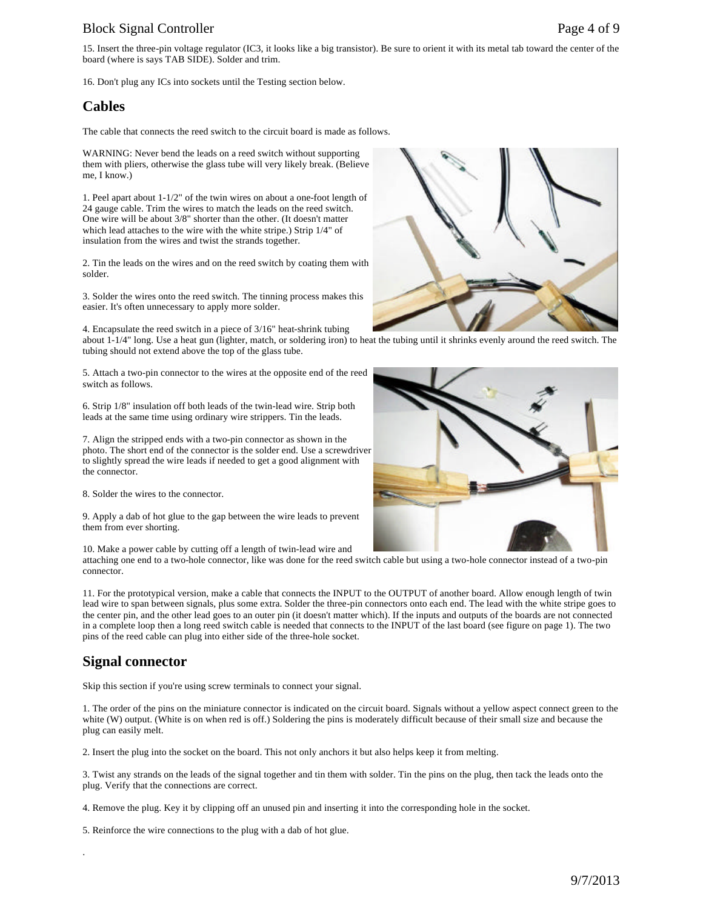15. Insert the three-pin voltage regulator (IC3, it looks like a big transistor). Be sure to orient it with its metal tab toward the center of the board (where is says TAB SIDE). Solder and trim.

16. Don't plug any ICs into sockets until the Testing section below.

## Cables

The cable that connects the reed switch to the circuit board is made as follows.

WARNING: Never bend the leads on a reed switch without supporting them with pliers, otherwise the glass tube will very likely break. (Believe me, I know.)

1. Peel apart about 1-1/2" of the twin wires on about a one-foot length of 24 gauge cable. Trim the wires to match the leads on the reed switch. One wire will be about 3/8" shorter than the other. (It doesn't matter which lead attaches to the wire with the white stripe.) Strip 1/4" of insulation from the wires and twist the strands together.

2. Tin the leads on the wires and on the reed switch by coating them with solder.

3. Solder the wires onto the reed switch. The tinning process makes this easier. It's often unnecessary to apply more solder.

4. Encapsulate the reed switch in a piece of 3/16" heat-shrink tubing about 1-1/4" long. Use a heat gun (lighter, match, or soldering iron) to heat the tubing until it shrinks evenly around the reed switch. The tubing should not extend above the top of the glass tube.

5. Attach a two-pin connector to the wires at the opposite end of the reed switch as follows.

6. Strip 1/8" insulation off both leads of the twin-lead wire. Strip both leads at the same time using ordinary wire strippers. Tin the leads.

7. Align the stripped ends with a two-pin connector as shown in the photo. The short end of the connector is the solder end. Use a screwdriver to slightly spread the wire leads if needed to get a good alignment with the connector.

8. Solder the wires to the connector.

9. Apply a dab of hot glue to the gap between the wire leads to prevent them from ever shorting.

10. Make a power cable by cutting off a length of twin-lead wire and attaching one end to a two-hole connector, like was done for the reed switch cable but using a two-hole connector instead of a two-pin connector.

11. For the prototypical version, make a cable that connects the INPUT to the OUTPUT of another board. Allow enough length of twin lead wire to span between signals, plus some extra. Solder the three-pin connectors onto each end. The lead with the white stripe goes to the center pin, and the other lead goes to an outer pin (it doesn't matter which). If the inputs and outputs of the boards are not connected in a complete loop then a long reed switch cable is needed that connects to the INPUT of the last board (see figure on page 1). The two pins of the reed cable can plug into either side of the three-hole socket.

## Signal connector

Skip this section if you're using screw terminals to connect your signal.

1. The order of the pins on the miniature connector is indicated on the circuit board. Signals without a yellow aspect connect green to the white (W) output. (White is on when red is off.) Soldering the pins is moderately difficult because of their small size and because the plug can easily melt.

2. Insert the plug into the socket on the board. This not only anchors it but also helps keep it from melting.

3. Twist any strands on the leads of the signal together and tin them with solder. Tin the pins on the plug, then tack the leads onto the plug. Verify that the connections are correct.

4. Remove the plug. Key it by clipping off an unused pin and inserting it into the corresponding hole in the socket.

5. Reinforce the wire connections to the plug with a dab of hot glue.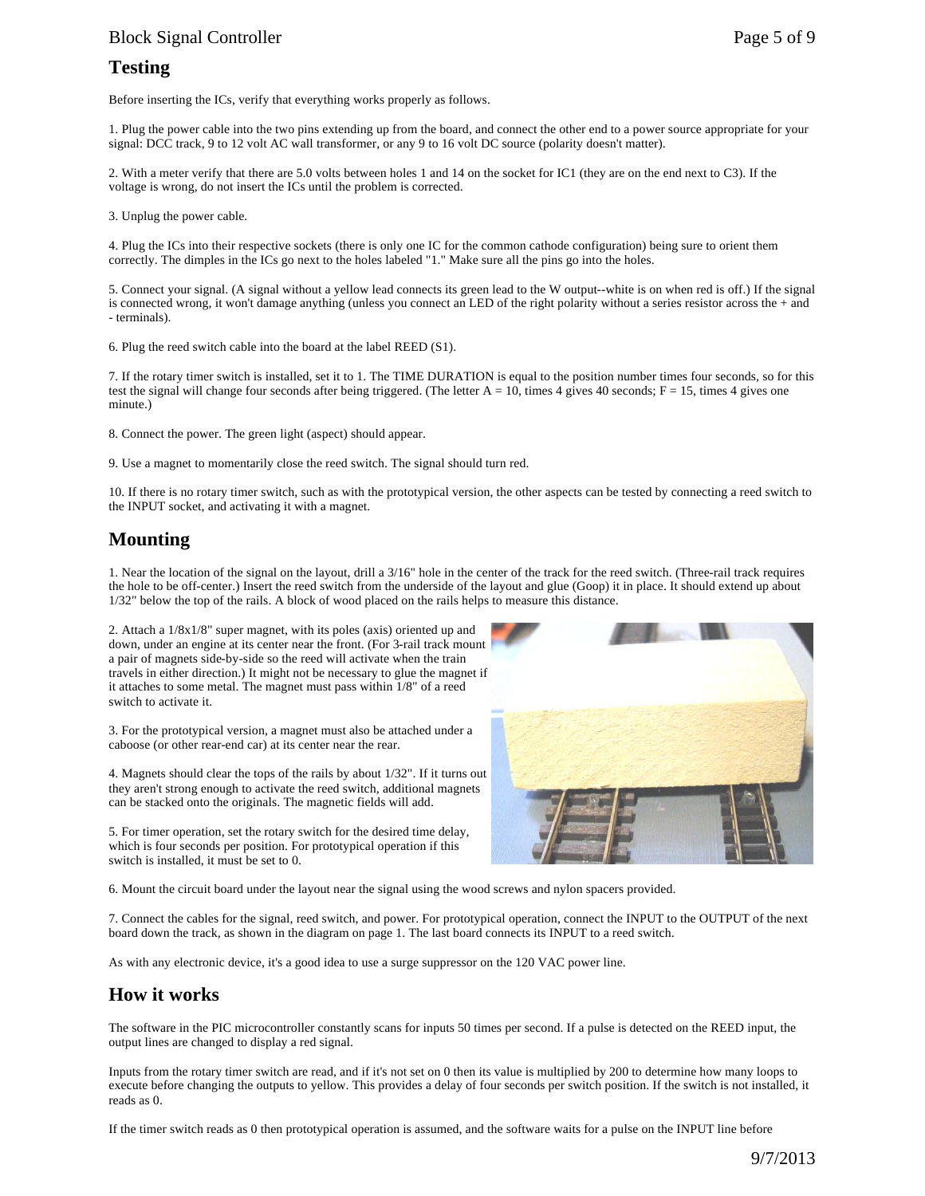## Testing

Before inserting the ICs, verify that everything works properly as follows.

1. Plug the power cable into the two pins extending up from the board, and connect the other end to a power source appropriate for your signal: DCC track, 9 to 12 volt AC wall transformer, or any 9 to 16 volt DC source (polarity doesn't matter).

2. With a meter verify that there are 5.0 volts between holes 1 and 14 on the socket for IC1 (they are on the end next to C3). If the voltage is wrong, do not insert the ICs until the problem is corrected.

3. Unplug the power cable.

4. Plug the ICs into their respective sockets (there is only one IC for the common cathode configuration) being sure to orient them correctly. The dimples in the ICs go next to the holes labeled "1." Make sure all the pins go into the holes.

5. Connect your signal. (A signal without a yellow lead connects its green lead to the W output--white is on when red is off.) If the signal is connected wrong, it won't damage anything (unless you connect an LED of the right polarity without a series resistor across the + and - terminals).

6. Plug the reed switch cable into the board at the label REED (S1).

7. If the rotary timer switch is installed, set it to 1. The TIME DURATION is equal to the position number times four seconds, so for this test the signal will change four seconds after being triggered. (The letter A = 10, times 4 gives 40 seconds; F = 15, times 4 gives one minute.)

8. Connect the power. The green light (aspect) should appear.

9. Use a magnet to momentarily close the reed switch. The signal should turn red.

10. If there is no rotary timer switch, such as with the prototypical version, the other aspects can be tested by connecting a reed switch to the INPUT socket, and activating it with a magnet.

## Mounting

1. Near the location of the signal on the layout, drill a 3/16" hole in the center of the track for the reed switch. (Three-rail track requires the hole to be off-center.) Insert the reed switch from the underside of the layout and glue (Goop) it in place. It should extend up about 1/32" below the top of the rails. A block of wood placed on the rails helps to measure this distance.

2. Attach a 1/8x1/8" super magnet, with its poles (axis) oriented up and down, under an engine at its center near the front. (For 3-rail track mount a pair of magnets side-by-side so the reed will activate when the train travels in either direction.) It might not be necessary to glue the magnet if it attaches to some metal. The magnet must pass within 1/8" of a reed switch to activate it.

3. For the prototypical version, a magnet must also be attached under a caboose (or other rear-end car) at its center near the rear.

4. Magnets should clear the tops of the rails by about 1/32". If it turns out they aren't strong enough to activate the reed switch, additional magnets can be stacked onto the originals. The magnetic fields will add.

5. For timer operation, set the rotary switch for the desired time delay, which is four seconds per position. For prototypical operation if this switch is installed, it must be set to 0.

6. Mount the circuit board under the layout near the signal using the wood screws and nylon spacers provided.

7. Connect the cables for the signal, reed switch, and power. For prototypical operation, connect the INPUT to the OUTPUT of the next board down the track, as shown in the diagram on page 1. The last board connects its INPUT to a reed switch.

As with any electronic device, it's a good idea to use a surge suppressor on the 120 VAC power line.

## How it works

The software in the PIC microcontroller constantly scans for inputs 50 times per second. If a pulse is detected on the REED input, the output lines are changed to display a red signal.

Inputs from the rotary timer switch are read, and if it's not set on 0 then its value is multiplied by 200 to determine how many loops to execute before changing the outputs to yellow. This provides a delay of four seconds per switch position. If the switch is not installed, it reads as 0.

If the timer switch reads as 0 then prototypical operation is assumed, and the software waits for a pulse on the INPUT line before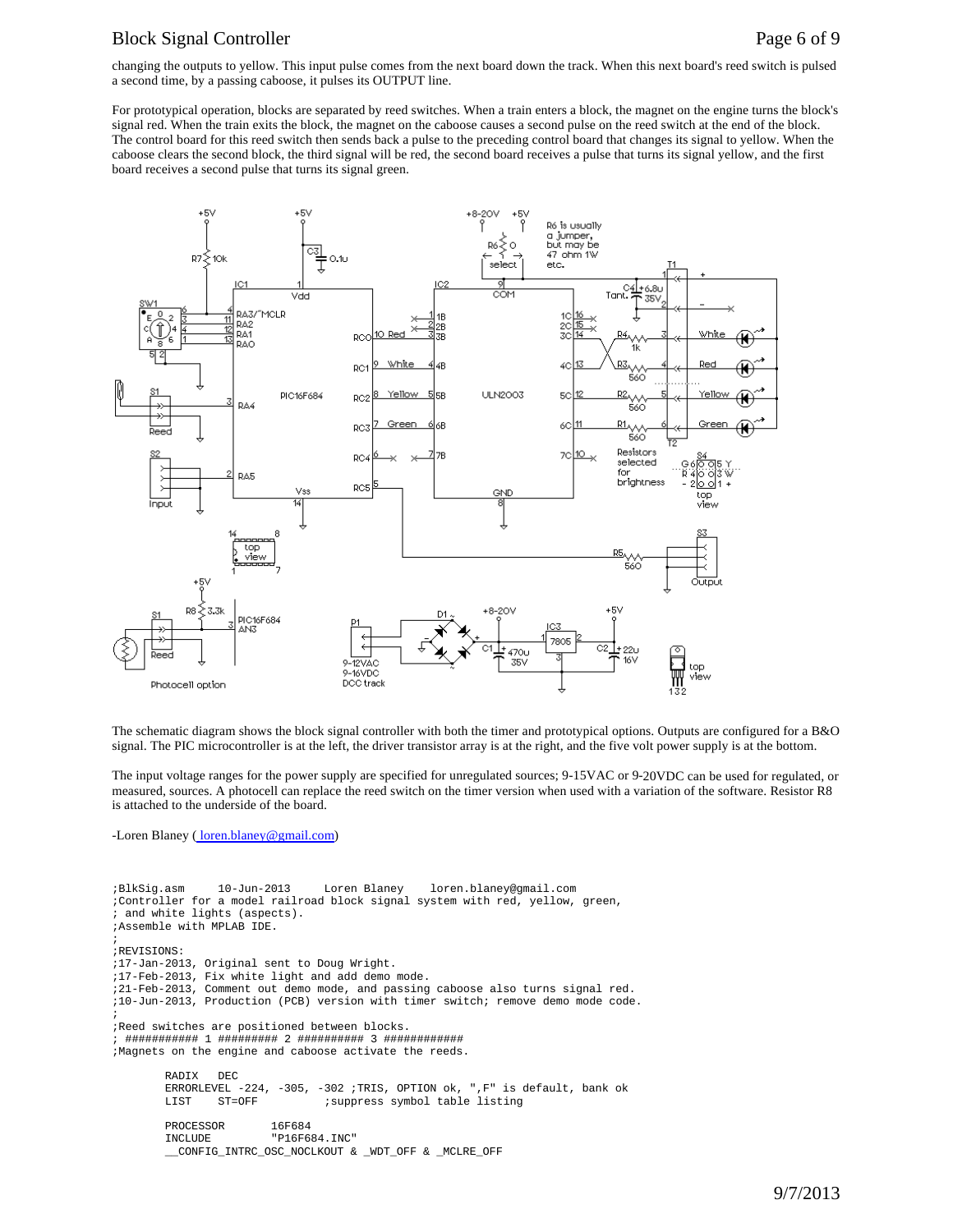changing the outputs to yellow. This input pulse comes from the next board down the track. When this next board's reed switch is pulsed a second time, by a passing caboose, it pulses its OUTPUT line.

For prototypical operation, blocks are separated by reed switches. When a train enters a block, the magnet on the engine turns the block's signal red. When the train exits the block, the magnet on the caboose causes a second pulse on the reed switch at the end of the block. The control board for this reed switch then sends back a pulse to the preceding control board that changes its signal to yellow. When the caboose clears the second block, the third signal will be red, the second board receives a pulse that turns its signal yellow, and the first board receives a second pulse that turns its signal green.

The schematic diagram shows the block signal controller with both the timer and prototypical options. Outputs are configured for a B&O signal. The PIC microcontroller is at the left, the driver transistor array is at the right, and the five volt power supply is at the bottom.

The input voltage ranges for the power supply are specified for unregulated sources; 9-15VAC or 9-20VDC can be used for regulated, or measured, sources. A photocell can replace the reed switch on the timer version when used with a variation of the software. Resistor R8 is attached to the underside of the board.

-Loren Blaney ( loren.blaney@gmail.com)

```
;BlkSig.asm     10-Jun-2013     Loren Blaney    loren.blaney@gmail.com
;Controller for a model railroad block signal system with red, yellow, green,
; and white lights (aspects).
;Assemble with MPLAB IDE.
;
;REVISIONS:
;17-Jan-2013, Original sent to Doug Wright.
;17-Feb-2013, Fix white light and add demo mode.
;21-Feb-2013, Comment out demo mode, and passing caboose also turns signal red.
;10-Jun-2013, Production (PCB) version with timer switch; remove demo mode code.
;
;Reed switches are positioned between blocks.
; ########### 1 ######### 2 ########## 3 ############
;Magnets on the engine and caboose activate the reeds.

        RADIX   DEC
        ERRORLEVEL -224, -305, -302 ;TRIS, OPTION ok, ",F" is default, bank ok
        LIST    ST=OFF          ;suppress symbol table listing

        PROCESSOR       16F684
        INCLUDE         "P16F684.INC"
        __CONFIG_INTRC_OSC_NOCLKOUT & _WDT_OFF & _MCLRE_OFF
```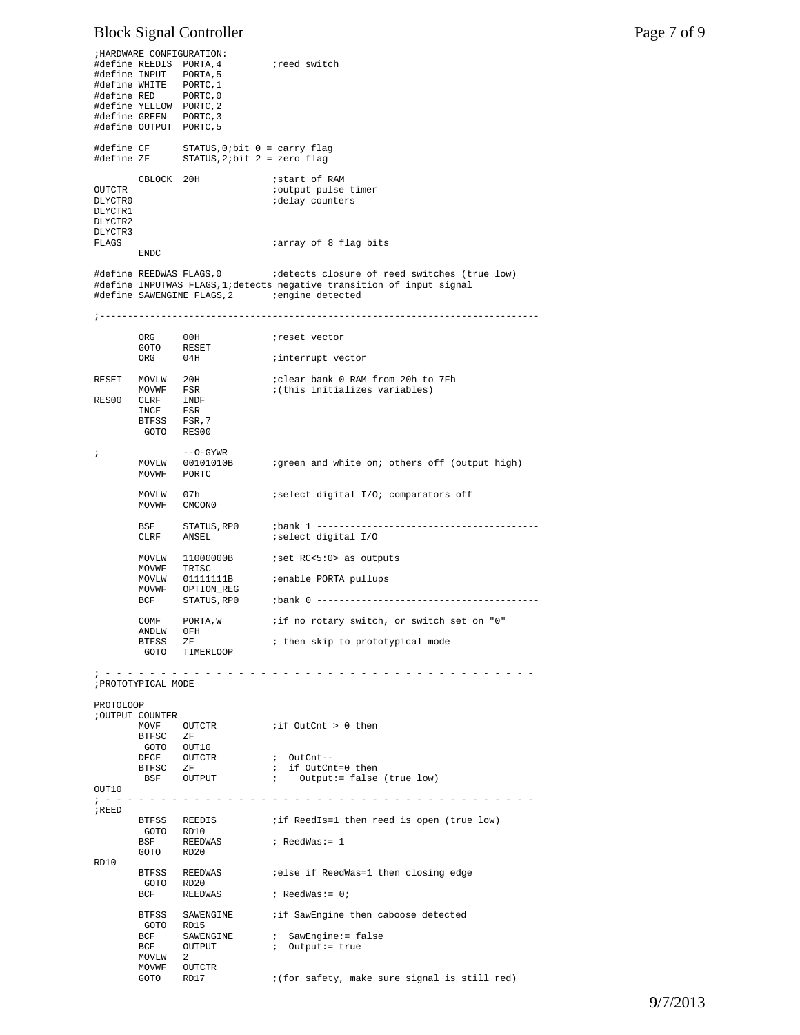```
;HARDWARE CONFIGURATION:
#define REEDIS  PORTA,4         ;reed switch
#define INPUT   PORTA,5
#define WHITE   PORTC,1
#define RED     PORTC,0
#define YELLOW  PORTC,2
#define GREEN   PORTC,3
#define OUTPUT  PORTC,5

#define CF      STATUS,0;bit 0 = carry flag
#define ZF      STATUS,2;bit 2 = zero flag

        CBLOCK  20H             ;start of RAM
OUTCTR                          ;output pulse timer
DLYCTR0                         ;delay counters
DLYCTR1
DLYCTR2
DLYCTR3
FLAGS                           ;array of 8 flag bits
        ENDC

#define REEDWAS FLAGS,0         ;detects closure of reed switches (true low)
#define INPUTWAS FLAGS,1;detects negative transition of input signal
#define SAWENGINE FLAGS,2       ;engine detected

;---------------------------------------------------------------------------

        ORG     00H             ;reset vector
        GOTO    RESET
        ORG     04H             ;interrupt vector

RESET   MOVLW   20H             ;clear bank 0 RAM from 20h to 7Fh
        MOVWF   FSR             ;(this initializes variables)
RES00   CLRF    INDF
        INCF    FSR
        BTFSS   FSR,7
         GOTO   RES00

;               --O-GYWR
        MOVLW   00101010B       ;green and white on; others off (output high)
        MOVWF   PORTC

        MOVLW   07h             ;select digital I/O; comparators off
        MOVWF   CMCON0

        BSF     STATUS,RP0      ;bank 1 ----------------------------------------
        CLRF    ANSEL           ;select digital I/O

        MOVLW   11000000B       ;set RC<5:0> as outputs
        MOVWF   TRISC
        MOVLW   01111111B       ;enable PORTA pullups
        MOVWF   OPTION_REG
        BCF     STATUS,RP0      ;bank 0 ----------------------------------------

        COMF    PORTA,W         ;if no rotary switch, or switch set on "0"
        ANDLW   0FH
        BTFSS   ZF              ; then skip to prototypical mode
         GOTO   TIMERLOOP

; - - - - - - - - - - - - - - - - - - - - - - - - - - - - - - - - - - - - - - -
;PROTOTYPICAL MODE

PROTOLOOP
;OUTPUT COUNTER
        MOVF    OUTCTR          ;if OutCnt > 0 then
        BTFSC   ZF
         GOTO   OUT10
        DECF    OUTCTR          ;  OutCnt--
        BTFSC   ZF              ;  if OutCnt=0 then
         BSF    OUTPUT          ;    Output:= false (true low)
OUT10
; - - - - - - - - - - - - - - - - - - - - - - - - - - - - - - - - - - - - - - -
;REED
        BTFSS   REEDIS          ;if ReedIs=1 then reed is open (true low)
         GOTO   RD10
        BSF     REEDWAS         ; ReedWas:= 1
        GOTO    RD20
RD10
        BTFSS   REEDWAS         ;else if ReedWas=1 then closing edge
         GOTO   RD20
        BCF     REEDWAS         ; ReedWas:= 0;

        BTFSS   SAWENGINE       ;if SawEngine then caboose detected
         GOTO   RD15
        BCF     SAWENGINE       ;  SawEngine:= false
        BCF     OUTPUT          ;  Output:= true
        MOVLW   2
        MOVWF   OUTCTR
        GOTO    RD17            ;(for safety, make sure signal is still red)
```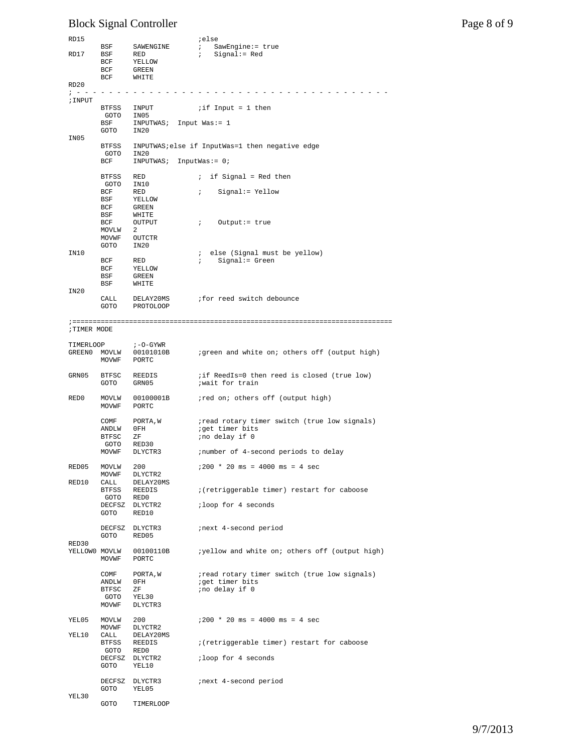```
RD15                            ;else
        BSF     SAWENGINE       ;   SawEngine:= true
RD17    BSF     RED             ;   Signal:= Red
        BCF     YELLOW
        BCF     GREEN
        BCF     WHITE
RD20
; - - - - - - - - - - - - - - - - - - - - - - - - - - - - - - - - - - - - - - -
;INPUT
        BTFSS   INPUT           ;if Input = 1 then
         GOTO   IN05
        BSF     INPUTWAS;  Input Was:= 1
        GOTO    IN20
IN05
        BTFSS   INPUTWAS;else if InputWas=1 then negative edge
         GOTO   IN20
        BCF     INPUTWAS;  InputWas:= 0;

        BTFSS   RED             ;  if Signal = Red then
         GOTO   IN10
        BCF     RED             ;    Signal:= Yellow
        BSF     YELLOW
        BCF     GREEN
        BSF     WHITE
        BCF     OUTPUT          ;    Output:= true
        MOVLW   2
        MOVWF   OUTCTR
        GOTO    IN20
IN10                            ;  else (Signal must be yellow)
        BCF     RED             ;    Signal:= Green
        BCF     YELLOW
        BSF     GREEN
        BSF     WHITE
IN20
        CALL    DELAY20MS       ;for reed switch debounce
        GOTO    PROTOLOOP

;==============================================================================
;TIMER MODE

TIMERLOOP       ;-O-GYWR
GREEN0  MOVLW   00101010B       ;green and white on; others off (output high)
        MOVWF   PORTC

GRN05   BTFSC   REEDIS          ;if ReedIs=0 then reed is closed (true low)
        GOTO    GRN05           ;wait for train

RED0    MOVLW   00100001B       ;red on; others off (output high)
        MOVWF   PORTC

        COMF    PORTA,W         ;read rotary timer switch (true low signals)
        ANDLW   0FH             ;get timer bits
        BTFSC   ZF              ;no delay if 0
         GOTO   RED30
        MOVWF   DLYCTR3         ;number of 4-second periods to delay

RED05   MOVLW   200             ;200 * 20 ms = 4000 ms = 4 sec
        MOVWF   DLYCTR2
RED10   CALL    DELAY20MS
        BTFSS   REEDIS          ;(retriggerable timer) restart for caboose
         GOTO   RED0
        DECFSZ  DLYCTR2         ;loop for 4 seconds
        GOTO    RED10

        DECFSZ  DLYCTR3         ;next 4-second period
        GOTO    RED05
RED30
YELLOW0 MOVLW   00100110B       ;yellow and white on; others off (output high)
        MOVWF   PORTC

        COMF    PORTA,W         ;read rotary timer switch (true low signals)
        ANDLW   0FH             ;get timer bits
        BTFSC   ZF              ;no delay if 0
         GOTO   YEL30
        MOVWF   DLYCTR3

YEL05   MOVLW   200             ;200 * 20 ms = 4000 ms = 4 sec
        MOVWF   DLYCTR2
YEL10   CALL    DELAY20MS
        BTFSS   REEDIS          ;(retriggerable timer) restart for caboose
         GOTO   RED0
        DECFSZ  DLYCTR2         ;loop for 4 seconds
        GOTO    YEL10

        DECFSZ  DLYCTR3         ;next 4-second period
        GOTO    YEL05
YEL30
        GOTO    TIMERLOOP
```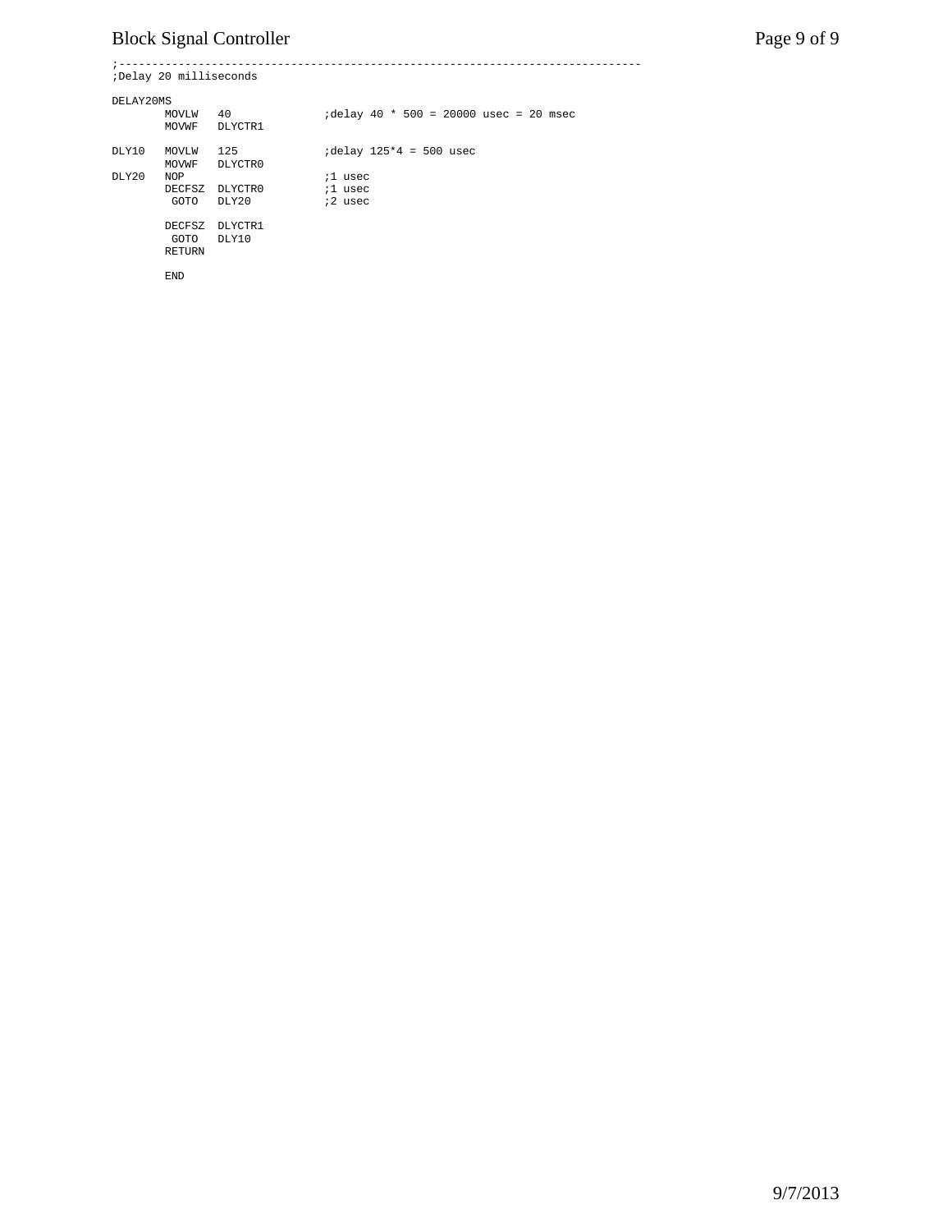```
;-----------------------------------------------------------------------------
;Delay 20 milliseconds

DELAY20MS
        MOVLW   40              ;delay 40 * 500 = 20000 usec = 20 msec
        MOVWF   DLYCTR1

DLY10   MOVLW   125             ;delay 125*4 = 500 usec
        MOVWF   DLYCTR0
DLY20   NOP                     ;1 usec
        DECFSZ  DLYCTR0         ;1 usec
         GOTO   DLY20           ;2 usec

        DECFSZ  DLYCTR1
         GOTO   DLY10
        RETURN

        END
```